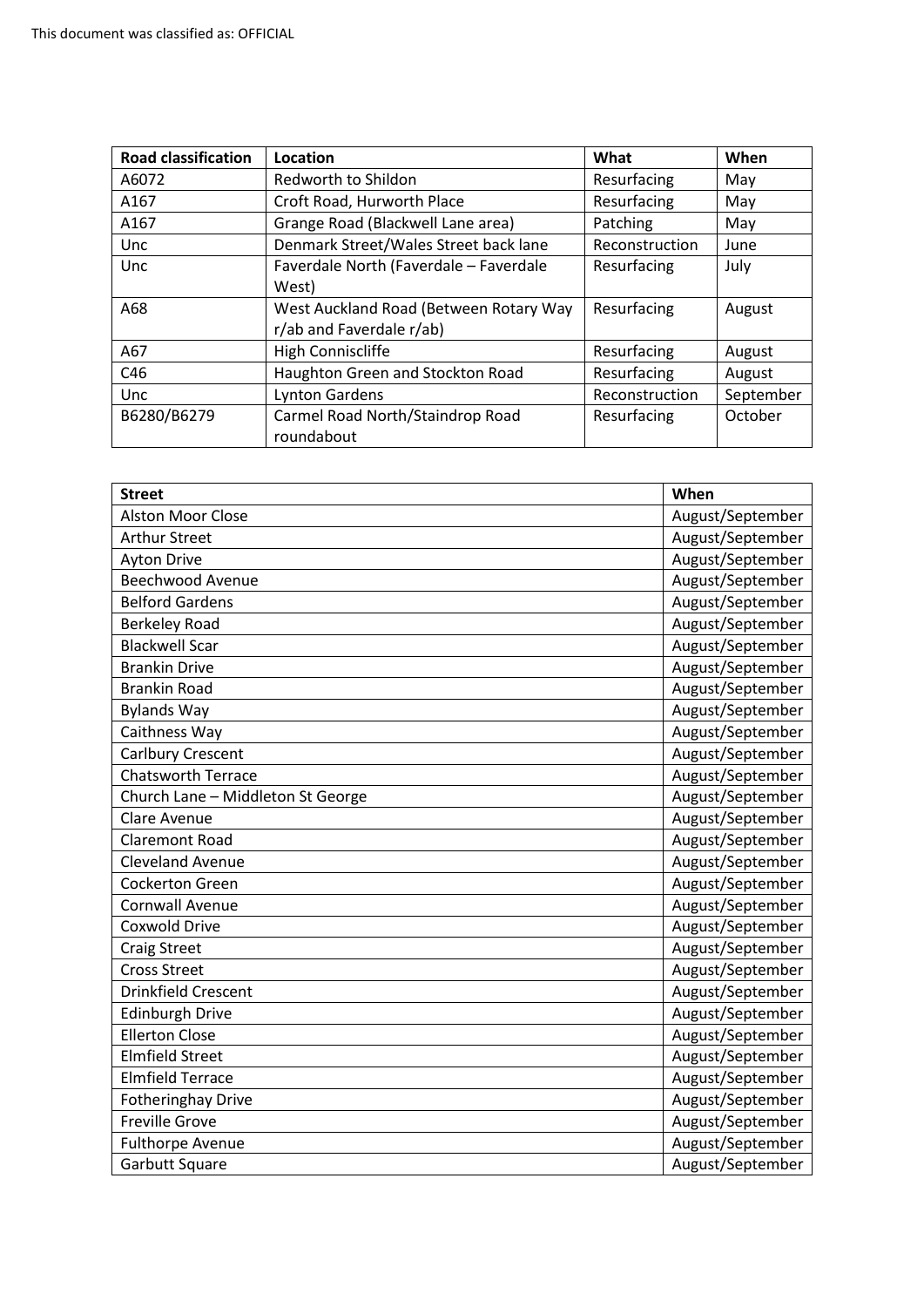This document was classified as: OFFICIAL

| Road classification | Location | What | When |
|---|---|---|---|
| A6072 | Redworth to Shildon | Resurfacing | May |
| A167 | Croft Road, Hurworth Place | Resurfacing | May |
| A167 | Grange Road (Blackwell Lane area) | Patching | May |
| Unc | Denmark Street/Wales Street back lane | Reconstruction | June |
| Unc | Faverdale North (Faverdale – Faverdale West) | Resurfacing | July |
| A68 | West Auckland Road (Between Rotary Way r/ab and Faverdale r/ab) | Resurfacing | August |
| A67 | High Coniscliffe | Resurfacing | August |
| C46 | Haughton Green and Stockton Road | Resurfacing | August |
| Unc | Lynton Gardens | Reconstruction | September |
| B6280/B6279 | Carmel Road North/Staindrop Road roundabout | Resurfacing | October |

| Street | When |
|---|---|
| Alston Moor Close | August/September |
| Arthur Street | August/September |
| Ayton Drive | August/September |
| Beechwood Avenue | August/September |
| Belford Gardens | August/September |
| Berkeley Road | August/September |
| Blackwell Scar | August/September |
| Brankin Drive | August/September |
| Brankin Road | August/September |
| Bylands Way | August/September |
| Caithness Way | August/September |
| Carlbury Crescent | August/September |
| Chatsworth Terrace | August/September |
| Church Lane – Middleton St George | August/September |
| Clare Avenue | August/September |
| Claremont Road | August/September |
| Cleveland Avenue | August/September |
| Cockerton Green | August/September |
| Cornwall Avenue | August/September |
| Coxwold Drive | August/September |
| Craig Street | August/September |
| Cross Street | August/September |
| Drinkfield Crescent | August/September |
| Edinburgh Drive | August/September |
| Ellerton Close | August/September |
| Elmfield Street | August/September |
| Elmfield Terrace | August/September |
| Fotheringhay Drive | August/September |
| Freville Grove | August/September |
| Fulthorpe Avenue | August/September |
| Garbutt Square | August/September |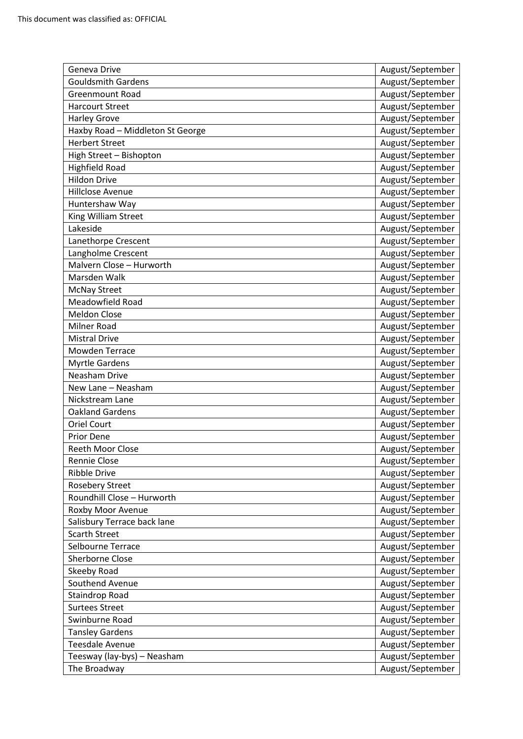This document was classified as: OFFICIAL

| Geneva Drive | August/September |
| --- | --- |
| Gouldsmith Gardens | August/September |
| Greenmount Road | August/September |
| Harcourt Street | August/September |
| Harley Grove | August/September |
| Haxby Road – Middleton St George | August/September |
| Herbert Street | August/September |
| High Street – Bishopton | August/September |
| Highfield Road | August/September |
| Hildon Drive | August/September |
| Hillclose Avenue | August/September |
| Huntershaw Way | August/September |
| King William Street | August/September |
| Lakeside | August/September |
| Lanethorpe Crescent | August/September |
| Langholme Crescent | August/September |
| Malvern Close – Hurworth | August/September |
| Marsden Walk | August/September |
| McNay Street | August/September |
| Meadowfield Road | August/September |
| Meldon Close | August/September |
| Milner Road | August/September |
| Mistral Drive | August/September |
| Mowden Terrace | August/September |
| Myrtle Gardens | August/September |
| Neasham Drive | August/September |
| New Lane – Neasham | August/September |
| Nickstream Lane | August/September |
| Oakland Gardens | August/September |
| Oriel Court | August/September |
| Prior Dene | August/September |
| Reeth Moor Close | August/September |
| Rennie Close | August/September |
| Ribble Drive | August/September |
| Rosebery Street | August/September |
| Roundhill Close – Hurworth | August/September |
| Roxby Moor Avenue | August/September |
| Salisbury Terrace back lane | August/September |
| Scarth Street | August/September |
| Selbourne Terrace | August/September |
| Sherborne Close | August/September |
| Skeeby Road | August/September |
| Southend Avenue | August/September |
| Staindrop Road | August/September |
| Surtees Street | August/September |
| Swinburne Road | August/September |
| Tansley Gardens | August/September |
| Teesdale Avenue | August/September |
| Teesway (lay-bys) – Neasham | August/September |
| The Broadway | August/September |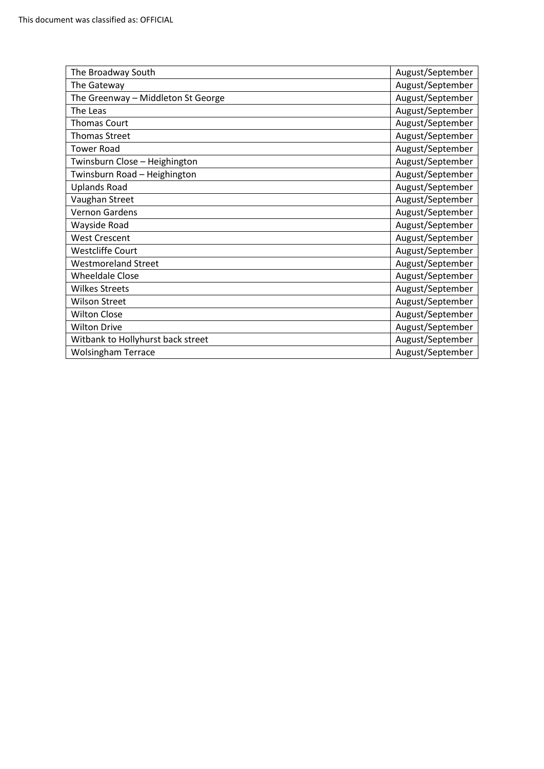| | |
|---|---|
| The Broadway South | August/September |
| The Gateway | August/September |
| The Greenway – Middleton St George | August/September |
| The Leas | August/September |
| Thomas Court | August/September |
| Thomas Street | August/September |
| Tower Road | August/September |
| Twinsburn Close – Heighington | August/September |
| Twinsburn Road – Heighington | August/September |
| Uplands Road | August/September |
| Vaughan Street | August/September |
| Vernon Gardens | August/September |
| Wayside Road | August/September |
| West Crescent | August/September |
| Westcliffe Court | August/September |
| Westmoreland Street | August/September |
| Wheeldale Close | August/September |
| Wilkes Streets | August/September |
| Wilson Street | August/September |
| Wilton Close | August/September |
| Wilton Drive | August/September |
| Witbank to Hollyhurst back street | August/September |
| Wolsingham Terrace | August/September |